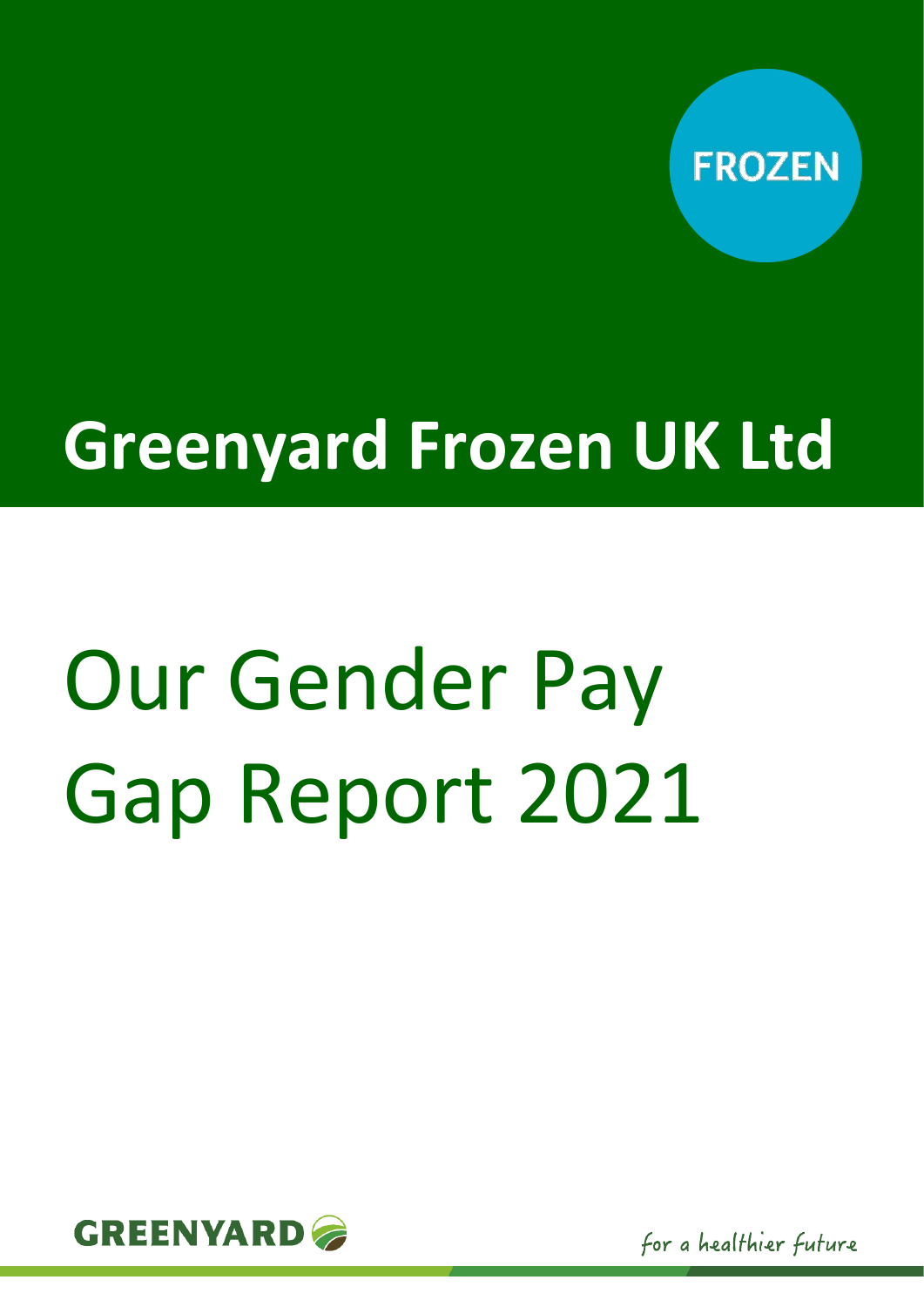FROZEN

# Greenyard Frozen UK Ltd

# Our Gender Pay Gap Report 2021

GREENYARD

for a healthier future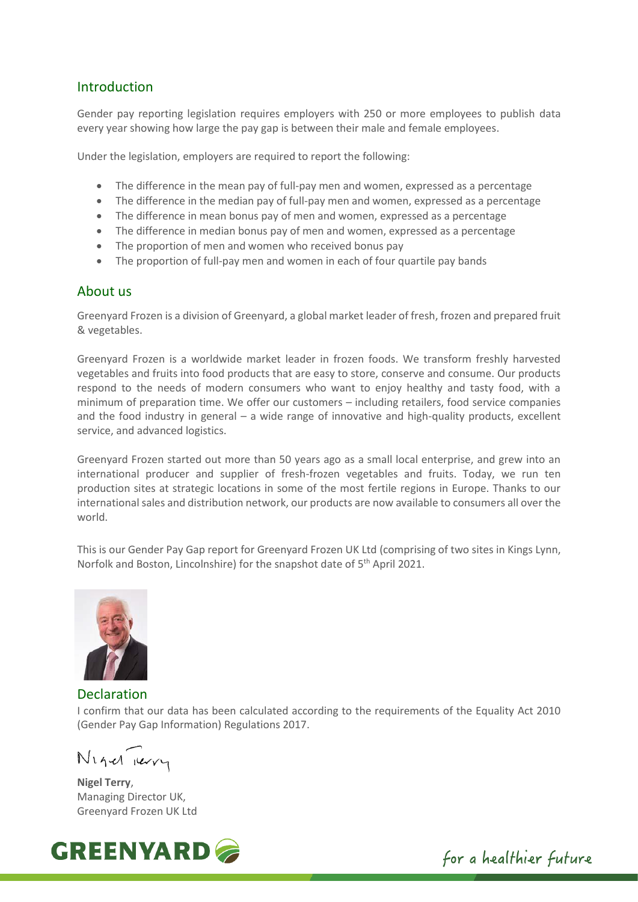## Introduction

Gender pay reporting legislation requires employers with 250 or more employees to publish data every year showing how large the pay gap is between their male and female employees.

Under the legislation, employers are required to report the following:

- The difference in the mean pay of full-pay men and women, expressed as a percentage
- The difference in the median pay of full-pay men and women, expressed as a percentage
- The difference in mean bonus pay of men and women, expressed as a percentage
- The difference in median bonus pay of men and women, expressed as a percentage
- The proportion of men and women who received bonus pay
- The proportion of full-pay men and women in each of four quartile pay bands

## About us

Greenyard Frozen is a division of Greenyard, a global market leader of fresh, frozen and prepared fruit & vegetables.

Greenyard Frozen is a worldwide market leader in frozen foods. We transform freshly harvested vegetables and fruits into food products that are easy to store, conserve and consume. Our products respond to the needs of modern consumers who want to enjoy healthy and tasty food, with a minimum of preparation time. We offer our customers – including retailers, food service companies and the food industry in general – a wide range of innovative and high-quality products, excellent service, and advanced logistics.

Greenyard Frozen started out more than 50 years ago as a small local enterprise, and grew into an international producer and supplier of fresh-frozen vegetables and fruits. Today, we run ten production sites at strategic locations in some of the most fertile regions in Europe. Thanks to our international sales and distribution network, our products are now available to consumers all over the world.

This is our Gender Pay Gap report for Greenyard Frozen UK Ltd (comprising of two sites in Kings Lynn, Norfolk and Boston, Lincolnshire) for the snapshot date of 5th April 2021.

## Declaration

I confirm that our data has been calculated according to the requirements of the Equality Act 2010 (Gender Pay Gap Information) Regulations 2017.

Nigel Terry

**Nigel Terry**,
Managing Director UK,
Greenyard Frozen UK Ltd

GREENYARD

*for a healthier future*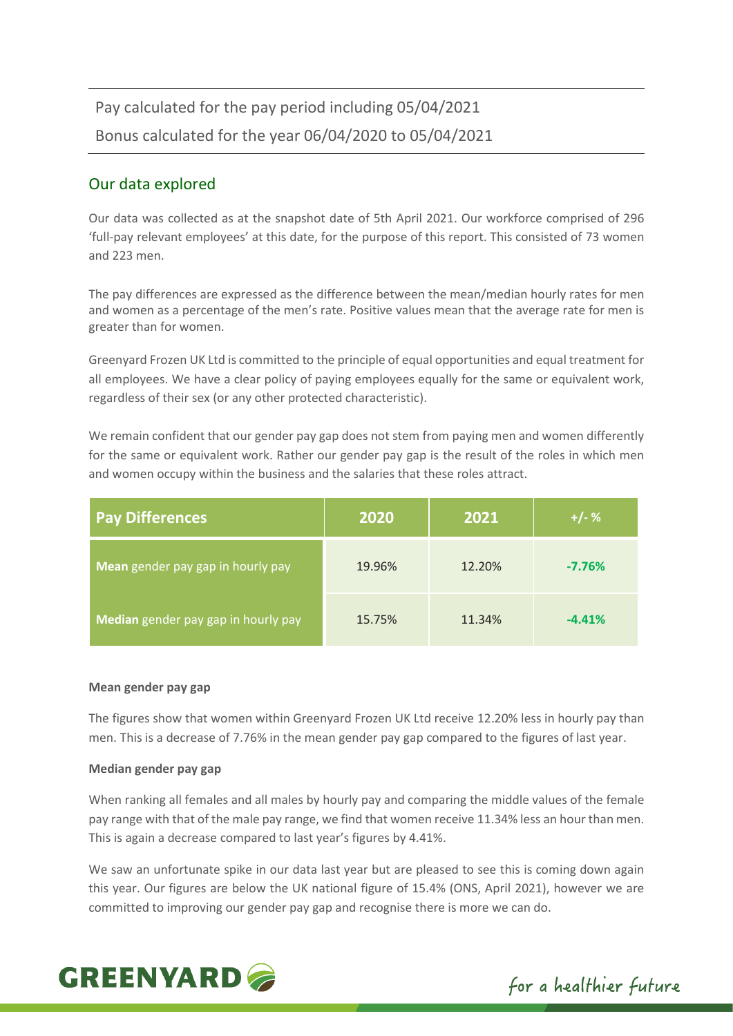Pay calculated for the pay period including 05/04/2021

Bonus calculated for the year 06/04/2020 to 05/04/2021

## Our data explored

Our data was collected as at the snapshot date of 5th April 2021. Our workforce comprised of 296 'full-pay relevant employees' at this date, for the purpose of this report. This consisted of 73 women and 223 men.

The pay differences are expressed as the difference between the mean/median hourly rates for men and women as a percentage of the men's rate. Positive values mean that the average rate for men is greater than for women.

Greenyard Frozen UK Ltd is committed to the principle of equal opportunities and equal treatment for all employees. We have a clear policy of paying employees equally for the same or equivalent work, regardless of their sex (or any other protected characteristic).

We remain confident that our gender pay gap does not stem from paying men and women differently for the same or equivalent work. Rather our gender pay gap is the result of the roles in which men and women occupy within the business and the salaries that these roles attract.

| Pay Differences | 2020 | 2021 | +/- % |
|---|---|---|---|
| **Mean** gender pay gap in hourly pay | 19.96% | 12.20% | **-7.76%** |
| **Median** gender pay gap in hourly pay | 15.75% | 11.34% | **-4.41%** |

**Mean gender pay gap**

The figures show that women within Greenyard Frozen UK Ltd receive 12.20% less in hourly pay than men. This is a decrease of 7.76% in the mean gender pay gap compared to the figures of last year.

**Median gender pay gap**

When ranking all females and all males by hourly pay and comparing the middle values of the female pay range with that of the male pay range, we find that women receive 11.34% less an hour than men. This is again a decrease compared to last year's figures by 4.41%.

We saw an unfortunate spike in our data last year but are pleased to see this is coming down again this year. Our figures are below the UK national figure of 15.4% (ONS, April 2021), however we are committed to improving our gender pay gap and recognise there is more we can do.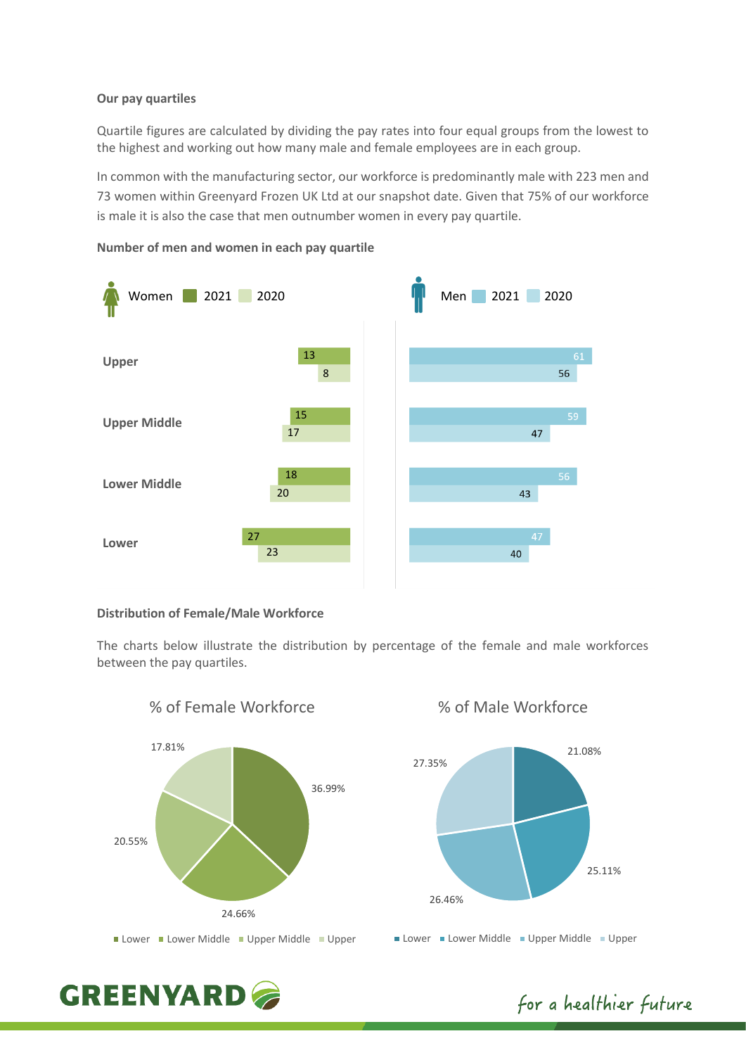### Our pay quartiles

Quartile figures are calculated by dividing the pay rates into four equal groups from the lowest to the highest and working out how many male and female employees are in each group.

In common with the manufacturing sector, our workforce is predominantly male with 223 men and 73 women within Greenyard Frozen UK Ltd at our snapshot date. Given that 75% of our workforce is male it is also the case that men outnumber women in every pay quartile.

### Number of men and women in each pay quartile

| Quartile | Women 2021 | Women 2020 | Men 2021 | Men 2020 |
|---|---|---|---|---|
| Upper | 13 | 8 | 61 | 56 |
| Upper Middle | 15 | 17 | 59 | 47 |
| Lower Middle | 18 | 20 | 56 | 43 |
| Lower | 27 | 23 | 47 | 40 |

### Distribution of Female/Male Workforce

The charts below illustrate the distribution by percentage of the female and male workforces between the pay quartiles.

| Quartile | % of Female Workforce | % of Male Workforce |
|---|---|---|
| Lower | 36.99% | 21.08% |
| Lower Middle | 24.66% | 25.11% |
| Upper Middle | 20.55% | 26.46% |
| Upper | 17.81% | 27.35% |

GREENYARD

*for a healthier future*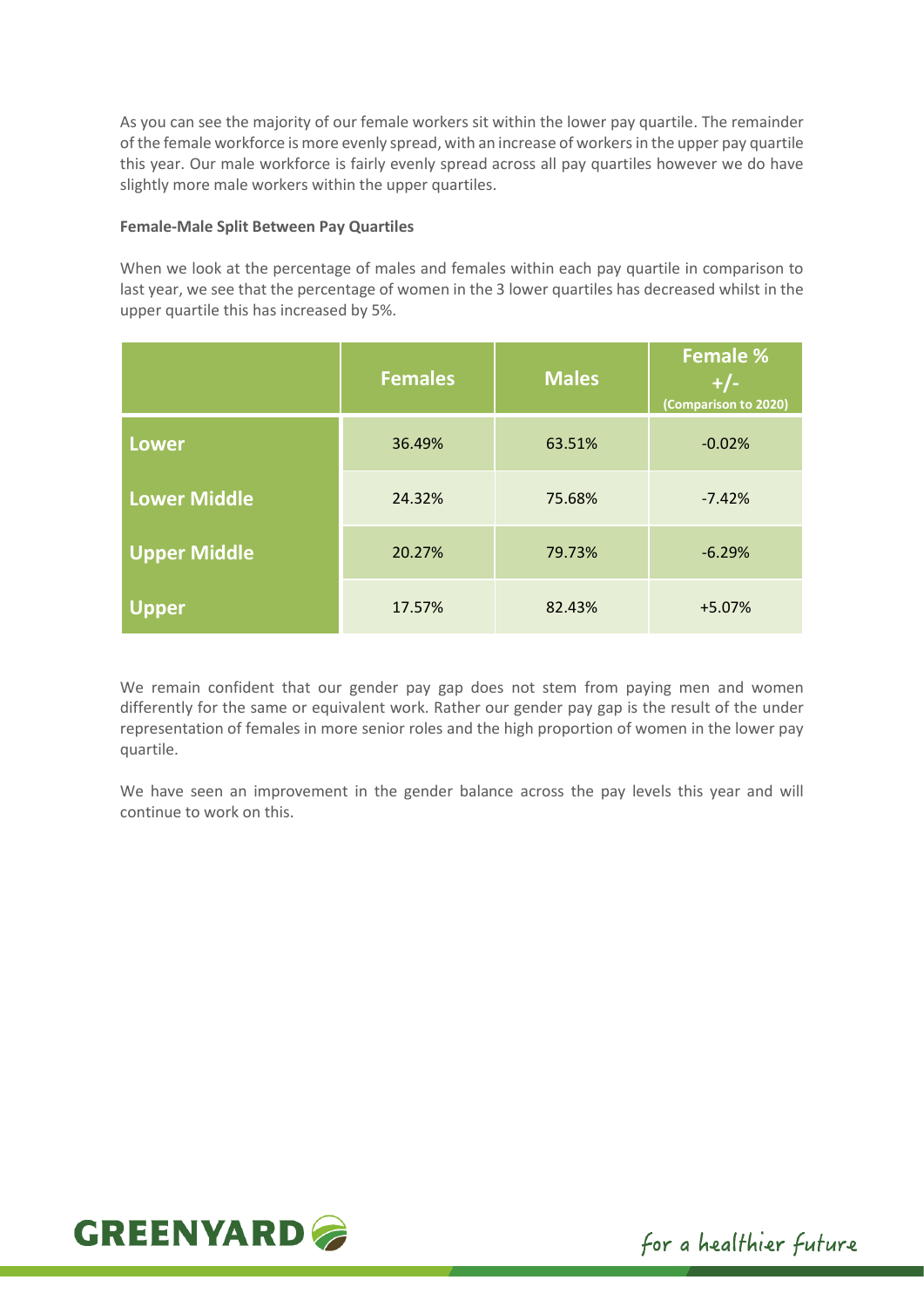As you can see the majority of our female workers sit within the lower pay quartile. The remainder of the female workforce is more evenly spread, with an increase of workers in the upper pay quartile this year. Our male workforce is fairly evenly spread across all pay quartiles however we do have slightly more male workers within the upper quartiles.

**Female-Male Split Between Pay Quartiles**

When we look at the percentage of males and females within each pay quartile in comparison to last year, we see that the percentage of women in the 3 lower quartiles has decreased whilst in the upper quartile this has increased by 5%.

| | Females | Males | Female % +/- (Comparison to 2020) |
|---|---|---|---|
| **Lower** | 36.49% | 63.51% | -0.02% |
| **Lower Middle** | 24.32% | 75.68% | -7.42% |
| **Upper Middle** | 20.27% | 79.73% | -6.29% |
| **Upper** | 17.57% | 82.43% | +5.07% |

We remain confident that our gender pay gap does not stem from paying men and women differently for the same or equivalent work. Rather our gender pay gap is the result of the under representation of females in more senior roles and the high proportion of women in the lower pay quartile.

We have seen an improvement in the gender balance across the pay levels this year and will continue to work on this.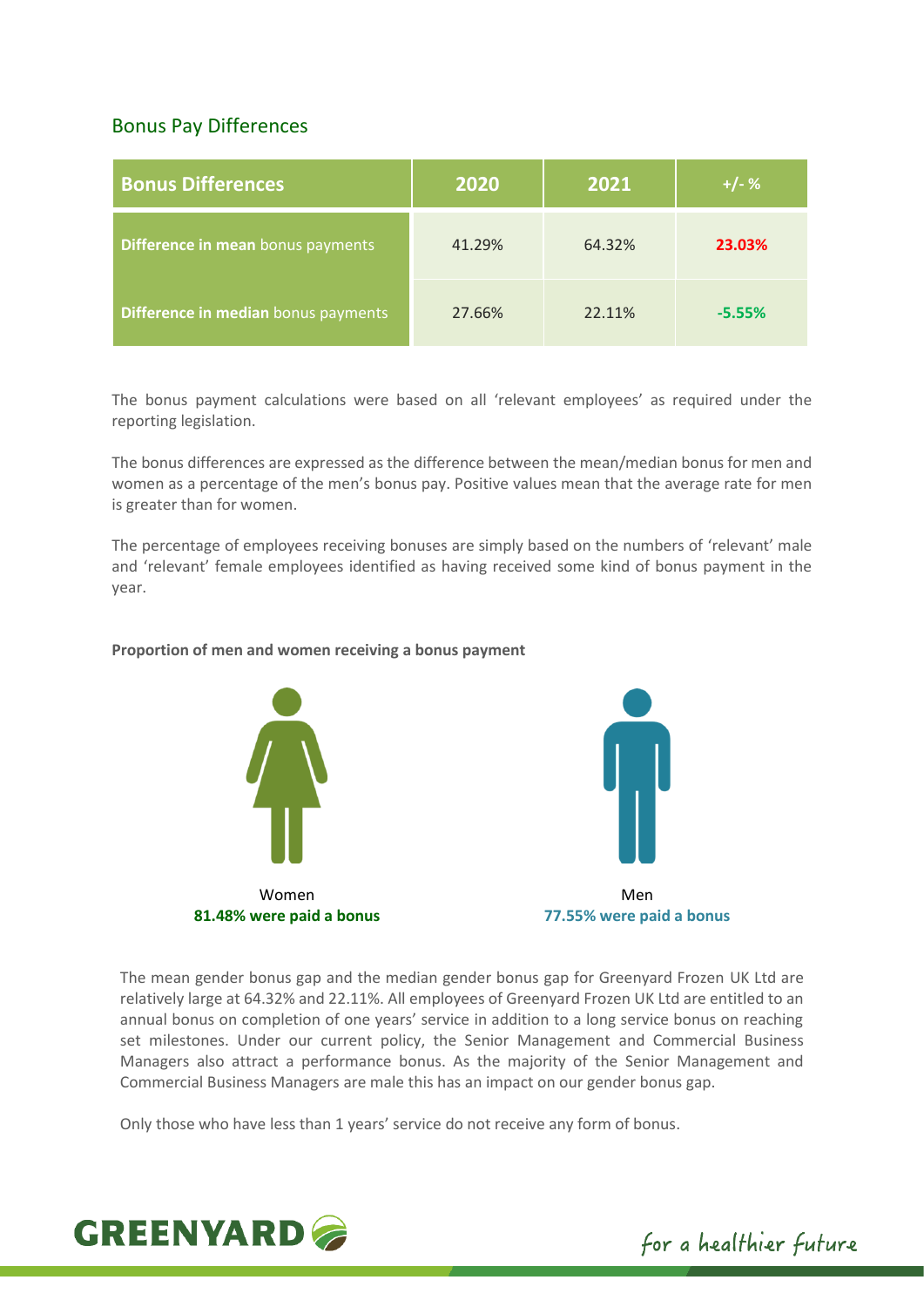## Bonus Pay Differences

| Bonus Differences | 2020 | 2021 | +/- % |
|---|---|---|---|
| **Difference in mean** bonus payments | 41.29% | 64.32% | **23.03%** |
| **Difference in median** bonus payments | 27.66% | 22.11% | **-5.55%** |

The bonus payment calculations were based on all 'relevant employees' as required under the reporting legislation.

The bonus differences are expressed as the difference between the mean/median bonus for men and women as a percentage of the men's bonus pay. Positive values mean that the average rate for men is greater than for women.

The percentage of employees receiving bonuses are simply based on the numbers of 'relevant' male and 'relevant' female employees identified as having received some kind of bonus payment in the year.

**Proportion of men and women receiving a bonus payment**

Women
**81.48% were paid a bonus**

Men
**77.55% were paid a bonus**

The mean gender bonus gap and the median gender bonus gap for Greenyard Frozen UK Ltd are relatively large at 64.32% and 22.11%. All employees of Greenyard Frozen UK Ltd are entitled to an annual bonus on completion of one years' service in addition to a long service bonus on reaching set milestones. Under our current policy, the Senior Management and Commercial Business Managers also attract a performance bonus. As the majority of the Senior Management and Commercial Business Managers are male this has an impact on our gender bonus gap.

Only those who have less than 1 years' service do not receive any form of bonus.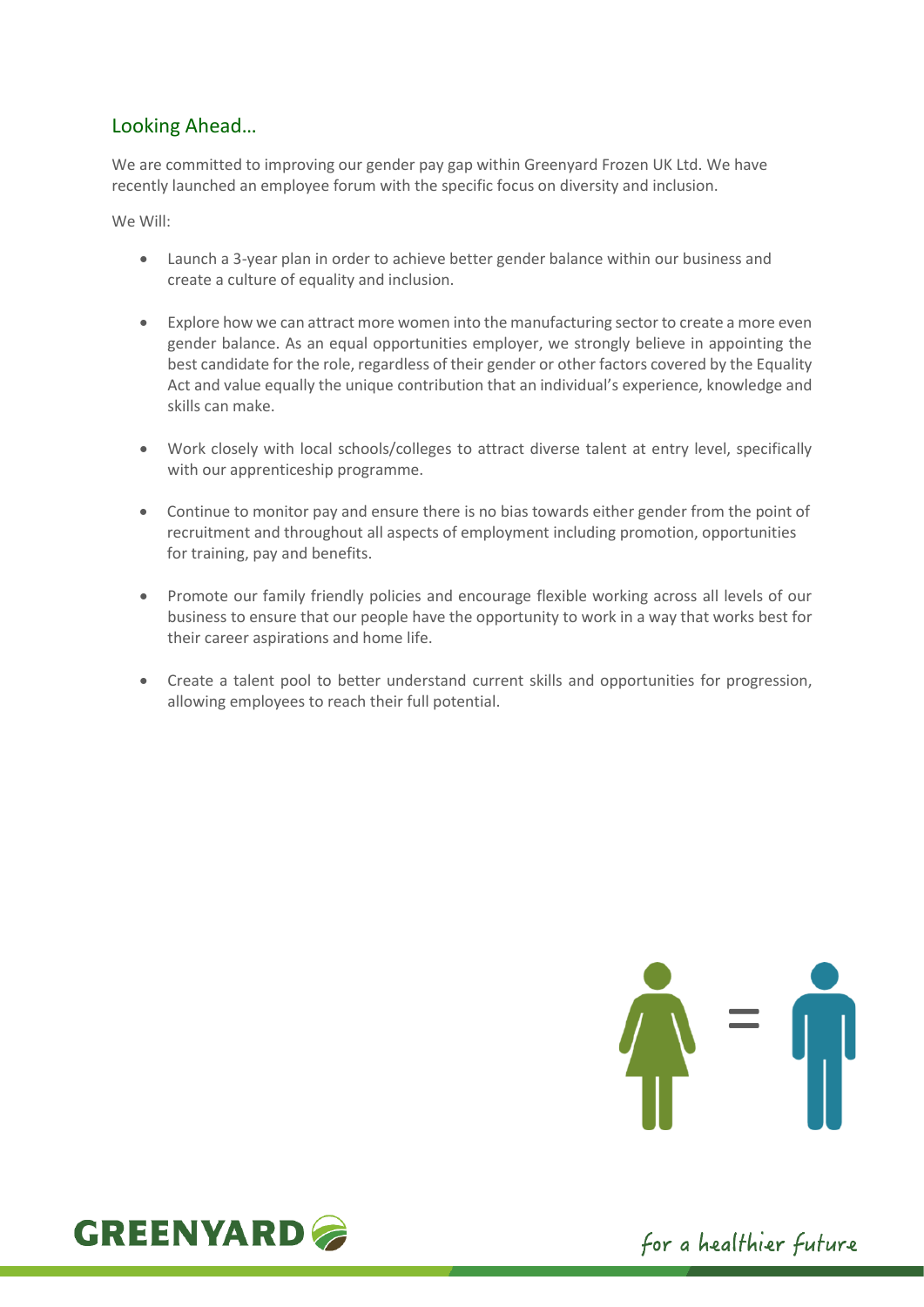## Looking Ahead…

We are committed to improving our gender pay gap within Greenyard Frozen UK Ltd. We have recently launched an employee forum with the specific focus on diversity and inclusion.

We Will:

- Launch a 3-year plan in order to achieve better gender balance within our business and create a culture of equality and inclusion.
- Explore how we can attract more women into the manufacturing sector to create a more even gender balance. As an equal opportunities employer, we strongly believe in appointing the best candidate for the role, regardless of their gender or other factors covered by the Equality Act and value equally the unique contribution that an individual's experience, knowledge and skills can make.
- Work closely with local schools/colleges to attract diverse talent at entry level, specifically with our apprenticeship programme.
- Continue to monitor pay and ensure there is no bias towards either gender from the point of recruitment and throughout all aspects of employment including promotion, opportunities for training, pay and benefits.
- Promote our family friendly policies and encourage flexible working across all levels of our business to ensure that our people have the opportunity to work in a way that works best for their career aspirations and home life.
- Create a talent pool to better understand current skills and opportunities for progression, allowing employees to reach their full potential.

GREENYARD

for a healthier future